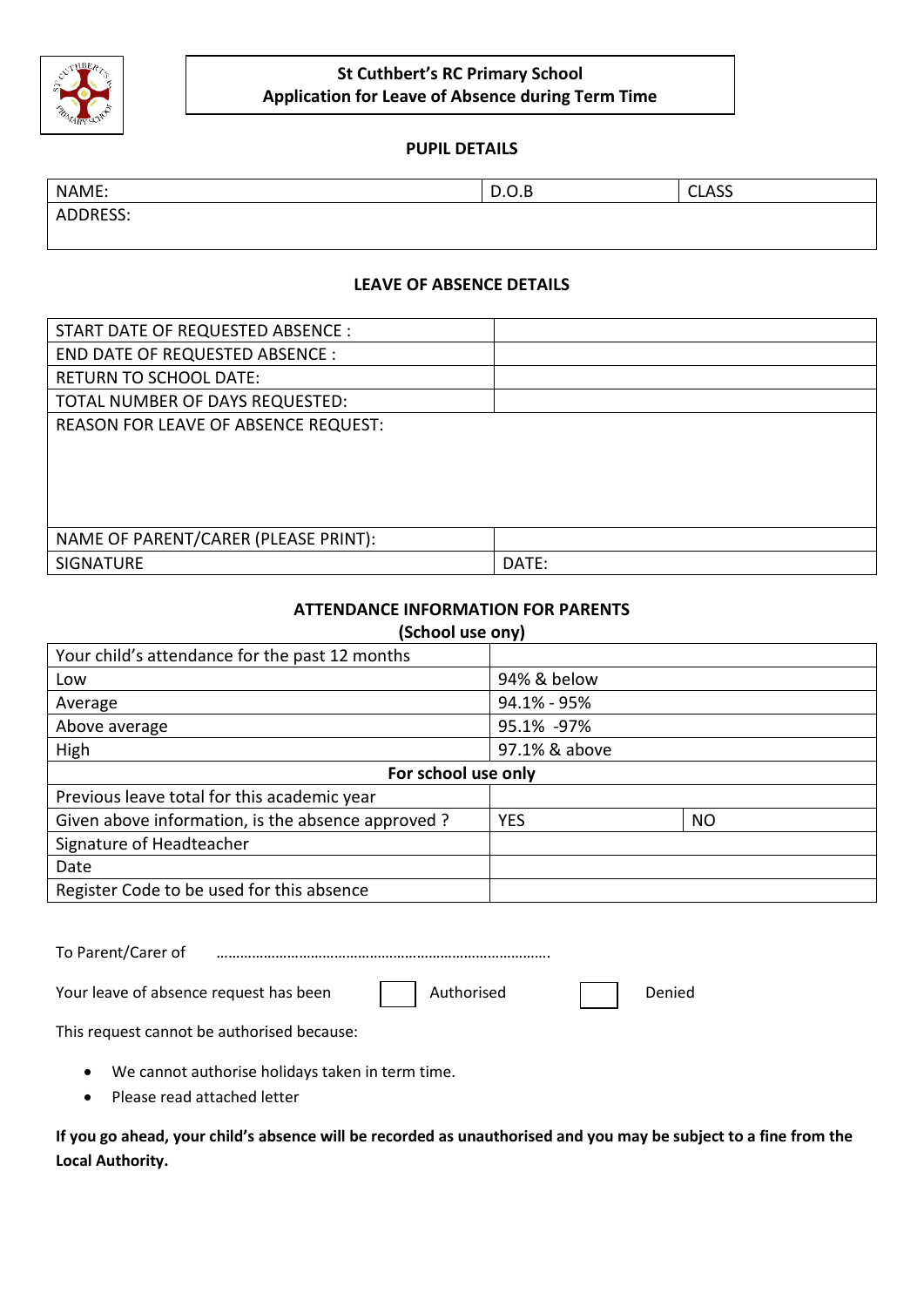# St Cuthbert's RC Primary School
## Application for Leave of Absence during Term Time

### PUPIL DETAILS

| NAME: | D.O.B | CLASS |
|---|---|---|
| ADDRESS: | | |

### LEAVE OF ABSENCE DETAILS

| | |
|---|---|
| START DATE OF REQUESTED ABSENCE : | |
| END DATE OF REQUESTED ABSENCE : | |
| RETURN TO SCHOOL DATE: | |
| TOTAL NUMBER OF DAYS REQUESTED: | |
| REASON FOR LEAVE OF ABSENCE REQUEST: | |
| NAME OF PARENT/CARER (PLEASE PRINT): | |
| SIGNATURE | DATE: |

### ATTENDANCE INFORMATION FOR PARENTS
**(School use ony)**

| | | |
|---|---|---|
| Your child's attendance for the past 12 months | | |
| Low | 94% & below | |
| Average | 94.1% - 95% | |
| Above average | 95.1% -97% | |
| High | 97.1% & above | |
| **For school use only** | | |
| Previous leave total for this academic year | | |
| Given above information, is the absence approved ? | YES | NO |
| Signature of Headteacher | | |
| Date | | |
| Register Code to be used for this absence | | |

To Parent/Carer of ……………………………………………………………………….

Your leave of absence request has been ☐ Authorised ☐ Denied

This request cannot be authorised because:

- We cannot authorise holidays taken in term time.
- Please read attached letter

**If you go ahead, your child's absence will be recorded as unauthorised and you may be subject to a fine from the Local Authority.**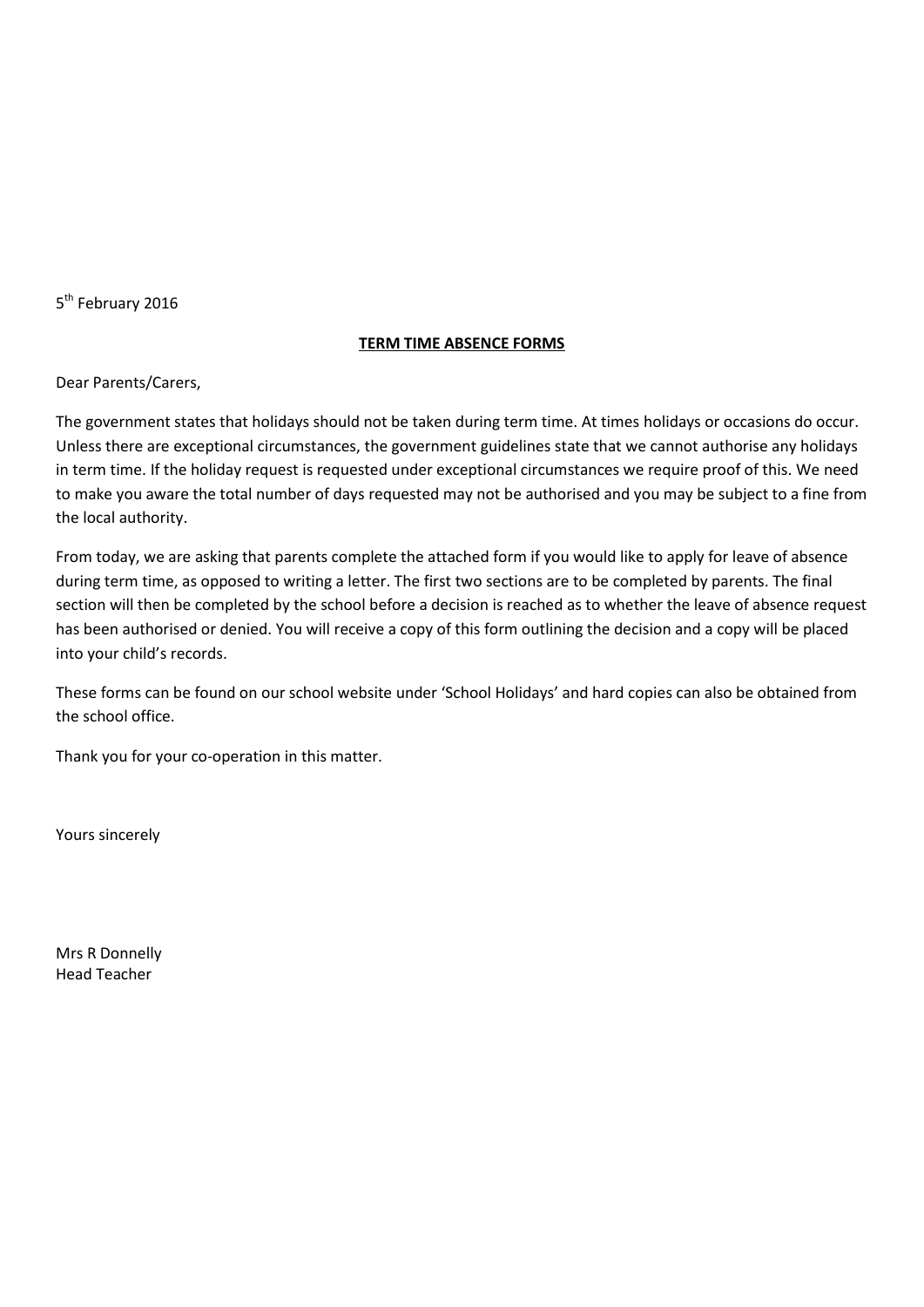5th February 2016

**TERM TIME ABSENCE FORMS**

Dear Parents/Carers,

The government states that holidays should not be taken during term time. At times holidays or occasions do occur. Unless there are exceptional circumstances, the government guidelines state that we cannot authorise any holidays in term time. If the holiday request is requested under exceptional circumstances we require proof of this. We need to make you aware the total number of days requested may not be authorised and you may be subject to a fine from the local authority.

From today, we are asking that parents complete the attached form if you would like to apply for leave of absence during term time, as opposed to writing a letter. The first two sections are to be completed by parents. The final section will then be completed by the school before a decision is reached as to whether the leave of absence request has been authorised or denied. You will receive a copy of this form outlining the decision and a copy will be placed into your child's records.

These forms can be found on our school website under 'School Holidays' and hard copies can also be obtained from the school office.

Thank you for your co-operation in this matter.

Yours sincerely

Mrs R Donnelly
Head Teacher